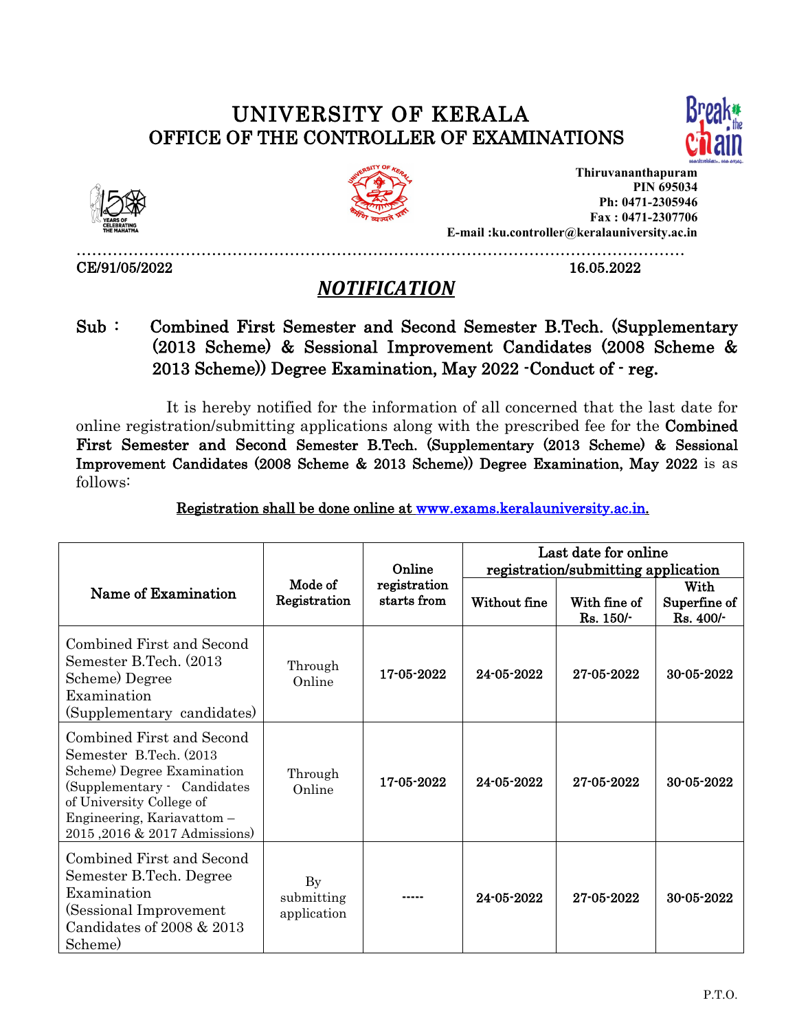# UNIVERSITY OF KERALA
## OFFICE OF THE CONTROLLER OF EXAMINATIONS

**Thiruvananthapuram**
**PIN 695034**
**Ph: 0471-2305946**
**Fax : 0471-2307706**
**E-mail :ku.controller@keralauniversity.ac.in**

**CE/91/05/2022** **16.05.2022**

## *NOTIFICATION*

**Sub : Combined First Semester and Second Semester B.Tech. (Supplementary (2013 Scheme) & Sessional Improvement Candidates (2008 Scheme & 2013 Scheme)) Degree Examination, May 2022 -Conduct of - reg.**

It is hereby notified for the information of all concerned that the last date for online registration/submitting applications along with the prescribed fee for the **Combined First Semester and Second Semester B.Tech. (Supplementary (2013 Scheme) & Sessional Improvement Candidates (2008 Scheme & 2013 Scheme)) Degree Examination, May 2022** is as follows:

**Registration shall be done online at [www.exams.keralauniversity.ac.in.](www.exams.keralauniversity.ac.in)**

| Name of Examination | Mode of Registration | Online registration starts from | Last date for online registration/submitting application | | |
|---|---|---|---|---|---|
| | | | Without fine | With fine of Rs. 150/- | With Superfine of Rs. 400/- |
| Combined First and Second Semester B.Tech. (2013 Scheme) Degree Examination (Supplementary candidates) | Through Online | 17-05-2022 | 24-05-2022 | 27-05-2022 | 30-05-2022 |
| Combined First and Second Semester B.Tech. (2013 Scheme) Degree Examination (Supplementary - Candidates of University College of Engineering, Kariavattom – 2015 ,2016 & 2017 Admissions) | Through Online | 17-05-2022 | 24-05-2022 | 27-05-2022 | 30-05-2022 |
| Combined First and Second Semester B.Tech. Degree Examination (Sessional Improvement Candidates of 2008 & 2013 Scheme) | By submitting application | ----- | 24-05-2022 | 27-05-2022 | 30-05-2022 |

P.T.O.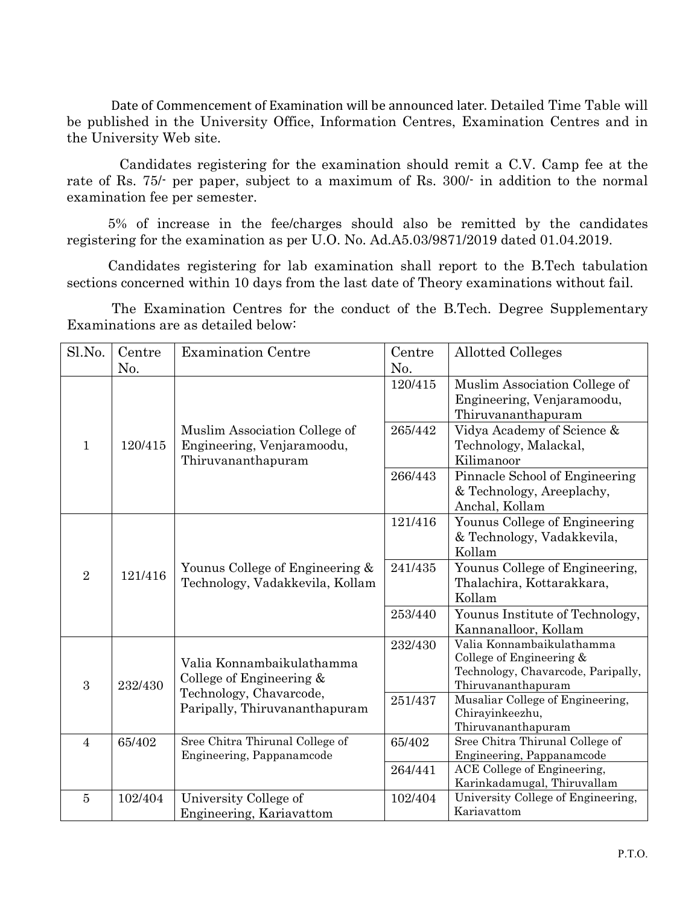Date of Commencement of Examination will be announced later. Detailed Time Table will be published in the University Office, Information Centres, Examination Centres and in the University Web site.

Candidates registering for the examination should remit a C.V. Camp fee at the rate of Rs. 75/- per paper, subject to a maximum of Rs. 300/- in addition to the normal examination fee per semester.

5% of increase in the fee/charges should also be remitted by the candidates registering for the examination as per U.O. No. Ad.A5.03/9871/2019 dated 01.04.2019.

Candidates registering for lab examination shall report to the B.Tech tabulation sections concerned within 10 days from the last date of Theory examinations without fail.

The Examination Centres for the conduct of the B.Tech. Degree Supplementary Examinations are as detailed below:

| Sl.No. | Centre No. | Examination Centre | Centre No. | Allotted Colleges |
|---|---|---|---|---|
| 1 | 120/415 | Muslim Association College of Engineering, Venjaramoodu, Thiruvananthapuram | 120/415 | Muslim Association College of Engineering, Venjaramoodu, Thiruvananthapuram |
| | | | 265/442 | Vidya Academy of Science & Technology, Malackal, Kilimanoor |
| | | | 266/443 | Pinnacle School of Engineering & Technology, Areeplachy, Anchal, Kollam |
| 2 | 121/416 | Younus College of Engineering & Technology, Vadakkevila, Kollam | 121/416 | Younus College of Engineering & Technology, Vadakkevila, Kollam |
| | | | 241/435 | Younus College of Engineering, Thalachira, Kottarakkara, Kollam |
| | | | 253/440 | Younus Institute of Technology, Kannanalloor, Kollam |
| 3 | 232/430 | Valia Konnambaikulathamma College of Engineering & Technology, Chavarcode, Paripally, Thiruvananthapuram | 232/430 | Valia Konnambaikulathamma College of Engineering & Technology, Chavarcode, Paripally, Thiruvananthapuram |
| | | | 251/437 | Musaliar College of Engineering, Chirayinkeezhu, Thiruvananthapuram |
| 4 | 65/402 | Sree Chitra Thirunal College of Engineering, Pappanamcode | 65/402 | Sree Chitra Thirunal College of Engineering, Pappanamcode |
| | | | 264/441 | ACE College of Engineering, Karinkadamugal, Thiruvallam |
| 5 | 102/404 | University College of Engineering, Kariavattom | 102/404 | University College of Engineering, Kariavattom |

P.T.O.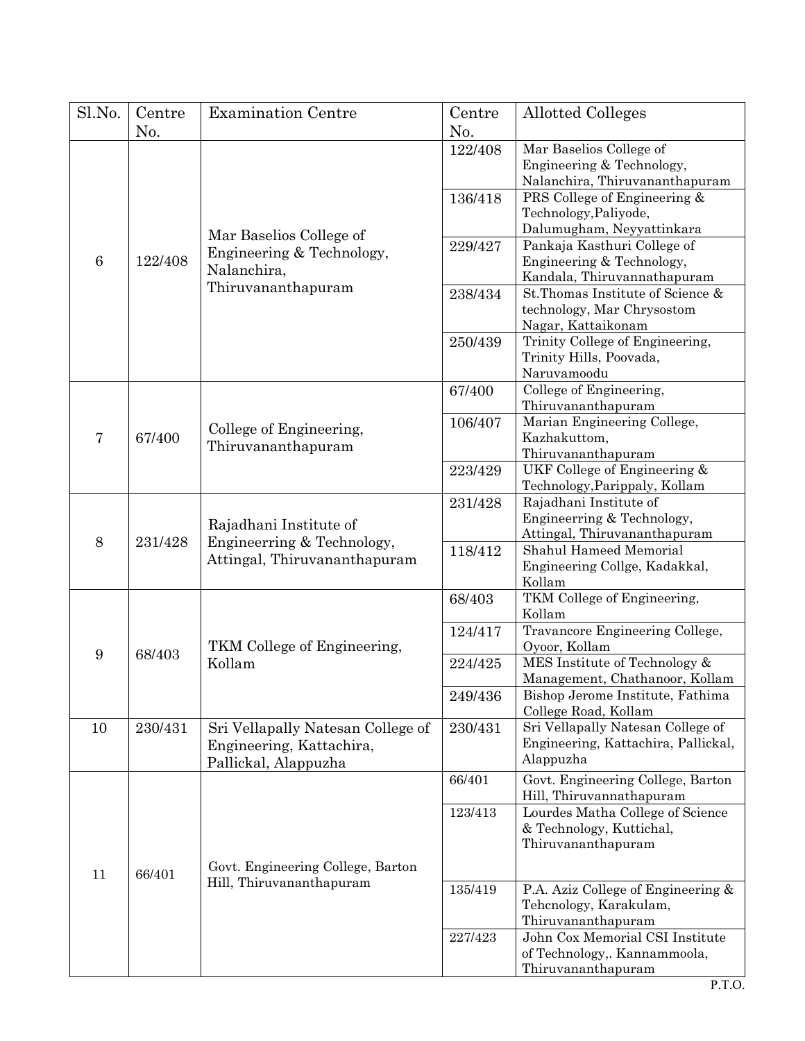| Sl.No. | Centre No. | Examination Centre | Centre No. | Allotted Colleges |
|---|---|---|---|---|
| 6 | 122/408 | Mar Baselios College of Engineering & Technology, Nalanchira, Thiruvananthapuram | 122/408 | Mar Baselios College of Engineering & Technology, Nalanchira, Thiruvananthapuram |
| | | | 136/418 | PRS College of Engineering & Technology,Paliyode, Dalumugham, Neyyattinkara |
| | | | 229/427 | Pankaja Kasthuri College of Engineering & Technology, Kandala, Thiruvannathapuram |
| | | | 238/434 | St.Thomas Institute of Science & technology, Mar Chrysostom Nagar, Kattaikonam |
| | | | 250/439 | Trinity College of Engineering, Trinity Hills, Poovada, Naruvamoodu |
| 7 | 67/400 | College of Engineering, Thiruvananthapuram | 67/400 | College of Engineering, Thiruvananthapuram |
| | | | 106/407 | Marian Engineering College, Kazhakuttom, Thiruvananthapuram |
| | | | 223/429 | UKF College of Engineering & Technology,Parippaly, Kollam |
| 8 | 231/428 | Rajadhani Institute of Engineerring & Technology, Attingal, Thiruvananthapuram | 231/428 | Rajadhani Institute of Engineerring & Technology, Attingal, Thiruvananthapuram |
| | | | 118/412 | Shahul Hameed Memorial Engineering Collge, Kadakkal, Kollam |
| 9 | 68/403 | TKM College of Engineering, Kollam | 68/403 | TKM College of Engineering, Kollam |
| | | | 124/417 | Travancore Engineering College, Oyoor, Kollam |
| | | | 224/425 | MES Institute of Technology & Management, Chathanoor, Kollam |
| | | | 249/436 | Bishop Jerome Institute, Fathima College Road, Kollam |
| 10 | 230/431 | Sri Vellapally Natesan College of Engineering, Kattachira, Pallickal, Alappuzha | 230/431 | Sri Vellapally Natesan College of Engineering, Kattachira, Pallickal, Alappuzha |
| 11 | 66/401 | Govt. Engineering College, Barton Hill, Thiruvananthapuram | 66/401 | Govt. Engineering College, Barton Hill, Thiruvannathapuram |
| | | | 123/413 | Lourdes Matha College of Science & Technology, Kuttichal, Thiruvananthapuram |
| | | | 135/419 | P.A. Aziz College of Engineering & Tehcnology, Karakulam, Thiruvananthapuram |
| | | | 227/423 | John Cox Memorial CSI Institute of Technology,. Kannammoola, Thiruvananthapuram |

P.T.O.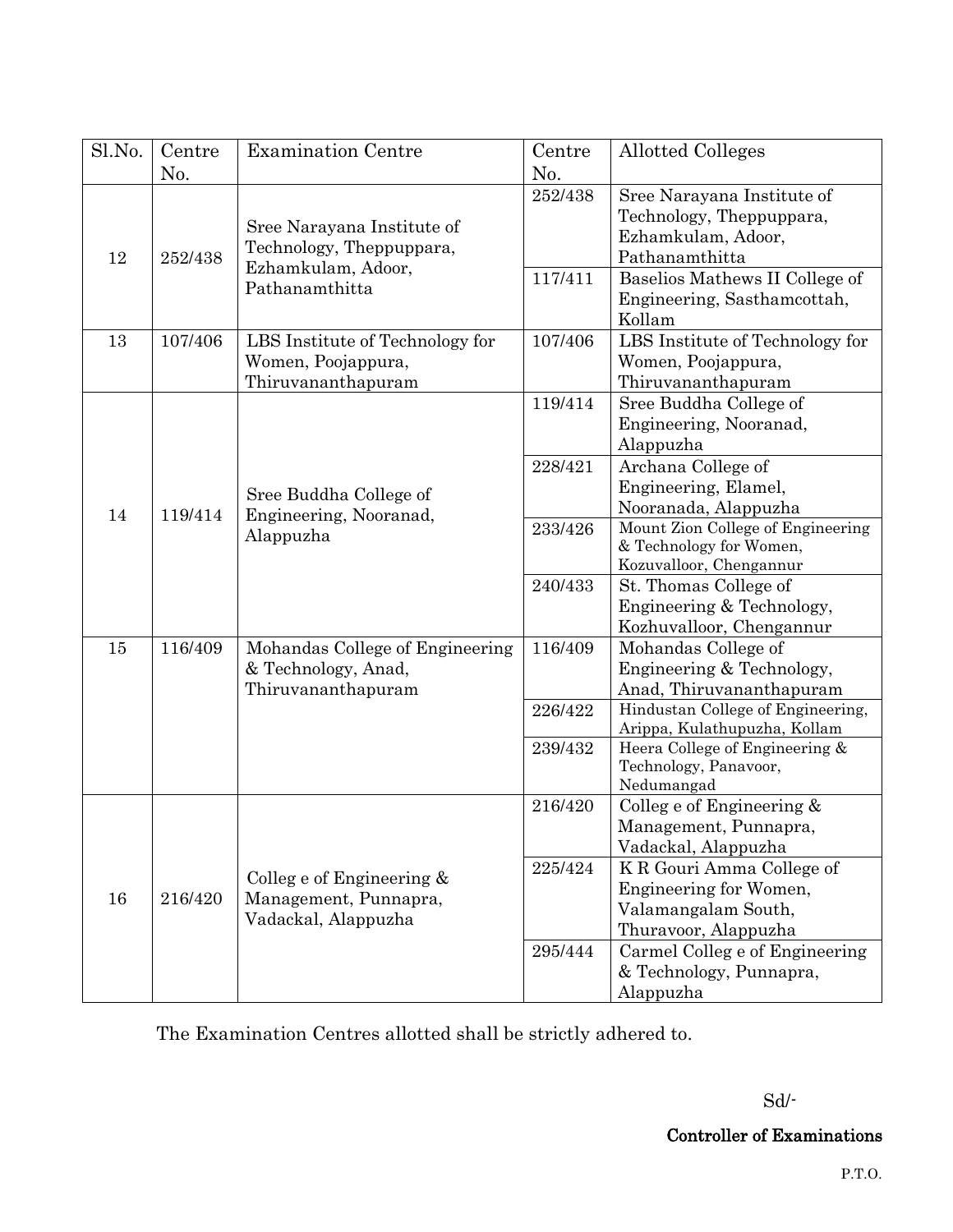| Sl.No. | Centre No. | Examination Centre | Centre No. | Allotted Colleges |
|---|---|---|---|---|
| 12 | 252/438 | Sree Narayana Institute of Technology, Theppuppara, Ezhamkulam, Adoor, Pathanamthitta | 252/438 | Sree Narayana Institute of Technology, Theppuppara, Ezhamkulam, Adoor, Pathanamthitta |
| | | | 117/411 | Baselios Mathews II College of Engineering, Sasthamcottah, Kollam |
| 13 | 107/406 | LBS Institute of Technology for Women, Poojappura, Thiruvananthapuram | 107/406 | LBS Institute of Technology for Women, Poojappura, Thiruvananthapuram |
| 14 | 119/414 | Sree Buddha College of Engineering, Nooranad, Alappuzha | 119/414 | Sree Buddha College of Engineering, Nooranad, Alappuzha |
| | | | 228/421 | Archana College of Engineering, Elamel, Nooranada, Alappuzha |
| | | | 233/426 | Mount Zion College of Engineering & Technology for Women, Kozuvalloor, Chengannur |
| | | | 240/433 | St. Thomas College of Engineering & Technology, Kozhuvalloor, Chengannur |
| 15 | 116/409 | Mohandas College of Engineering & Technology, Anad, Thiruvananthapuram | 116/409 | Mohandas College of Engineering & Technology, Anad, Thiruvananthapuram |
| | | | 226/422 | Hindustan College of Engineering, Arippa, Kulathupuzha, Kollam |
| | | | 239/432 | Heera College of Engineering & Technology, Panavoor, Nedumangad |
| 16 | 216/420 | Colleg e of Engineering & Management, Punnapra, Vadackal, Alappuzha | 216/420 | Colleg e of Engineering & Management, Punnapra, Vadackal, Alappuzha |
| | | | 225/424 | K R Gouri Amma College of Engineering for Women, Valamangalam South, Thuravoor, Alappuzha |
| | | | 295/444 | Carmel Colleg e of Engineering & Technology, Punnapra, Alappuzha |

The Examination Centres allotted shall be strictly adhered to.

Sd/-

**Controller of Examinations**

P.T.O.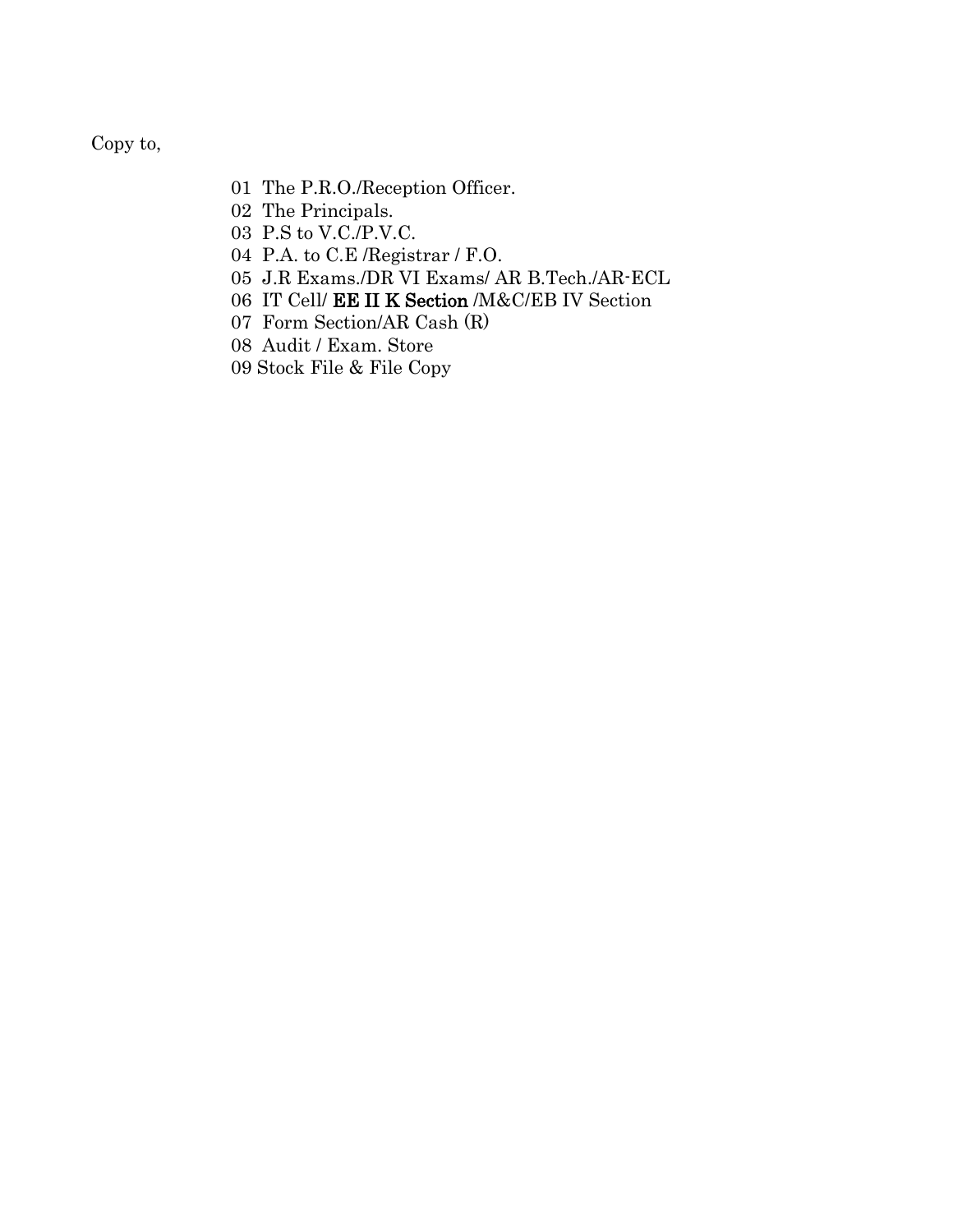Copy to,

01 The P.R.O./Reception Officer.
02 The Principals.
03 P.S to V.C./P.V.C.
04 P.A. to C.E /Registrar / F.O.
05 J.R Exams./DR VI Exams/ AR B.Tech./AR-ECL
06 IT Cell/ **EE II K Section** /M&C/EB IV Section
07 Form Section/AR Cash (R)
08 Audit / Exam. Store
09 Stock File & File Copy